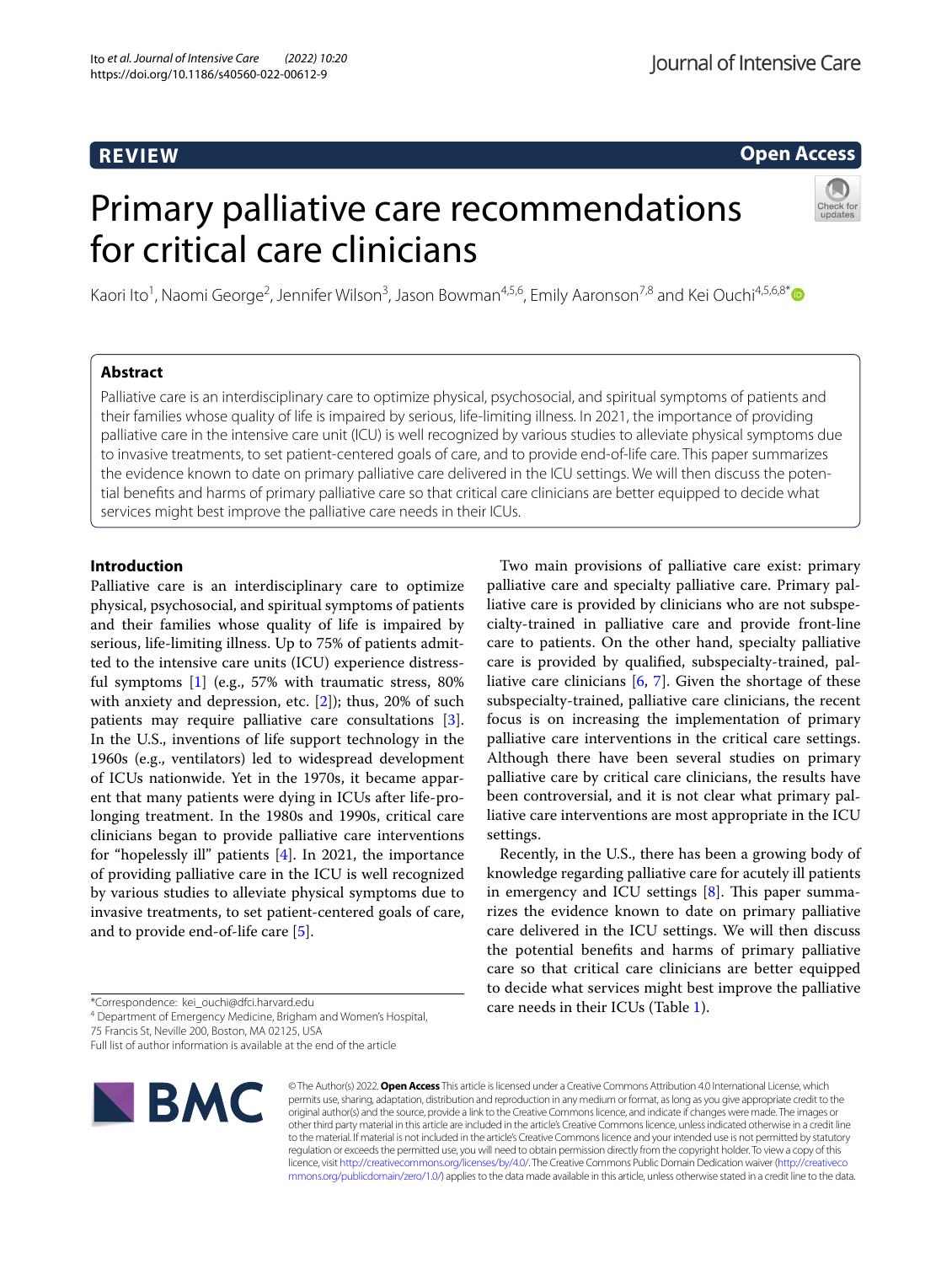REVIEW

Open Access

# Primary palliative care recommendations for critical care clinicians

Kaori Ito[1], Naomi George[2], Jennifer Wilson[3], Jason Bowman[4,5,6], Emily Aaronson[7,8] and Kei Ouchi[4,5,6,8*]

## Abstract

Palliative care is an interdisciplinary care to optimize physical, psychosocial, and spiritual symptoms of patients and their families whose quality of life is impaired by serious, life-limiting illness. In 2021, the importance of providing palliative care in the intensive care unit (ICU) is well recognized by various studies to alleviate physical symptoms due to invasive treatments, to set patient-centered goals of care, and to provide end-of-life care. This paper summarizes the evidence known to date on primary palliative care delivered in the ICU settings. We will then discuss the potential benefits and harms of primary palliative care so that critical care clinicians are better equipped to decide what services might best improve the palliative care needs in their ICUs.

## Introduction

Palliative care is an interdisciplinary care to optimize physical, psychosocial, and spiritual symptoms of patients and their families whose quality of life is impaired by serious, life-limiting illness. Up to 75% of patients admitted to the intensive care units (ICU) experience distressful symptoms [1] (e.g., 57% with traumatic stress, 80% with anxiety and depression, etc. [2]); thus, 20% of such patients may require palliative care consultations [3]. In the U.S., inventions of life support technology in the 1960s (e.g., ventilators) led to widespread development of ICUs nationwide. Yet in the 1970s, it became apparent that many patients were dying in ICUs after life-prolonging treatment. In the 1980s and 1990s, critical care clinicians began to provide palliative care interventions for "hopelessly ill" patients [4]. In 2021, the importance of providing palliative care in the ICU is well recognized by various studies to alleviate physical symptoms due to invasive treatments, to set patient-centered goals of care, and to provide end-of-life care [5].

Two main provisions of palliative care exist: primary palliative care and specialty palliative care. Primary palliative care is provided by clinicians who are not subspecialty-trained in palliative care and provide front-line care to patients. On the other hand, specialty palliative care is provided by qualified, subspecialty-trained, palliative care clinicians [6, 7]. Given the shortage of these subspecialty-trained, palliative care clinicians, the recent focus is on increasing the implementation of primary palliative care interventions in the critical care settings. Although there have been several studies on primary palliative care by critical care clinicians, the results have been controversial, and it is not clear what primary palliative care interventions are most appropriate in the ICU settings.

Recently, in the U.S., there has been a growing body of knowledge regarding palliative care for acutely ill patients in emergency and ICU settings [8]. This paper summarizes the evidence known to date on primary palliative care delivered in the ICU settings. We will then discuss the potential benefits and harms of primary palliative care so that critical care clinicians are better equipped to decide what services might best improve the palliative care needs in their ICUs (Table 1).

*Correspondence: kei_ouchi@dfci.harvard.edu
[4] Department of Emergency Medicine, Brigham and Women's Hospital, 75 Francis St, Neville 200, Boston, MA 02125, USA
Full list of author information is available at the end of the article

© The Author(s) 2022. **Open Access** This article is licensed under a Creative Commons Attribution 4.0 International License, which permits use, sharing, adaptation, distribution and reproduction in any medium or format, as long as you give appropriate credit to the original author(s) and the source, provide a link to the Creative Commons licence, and indicate if changes were made. The images or other third party material in this article are included in the article's Creative Commons licence, unless indicated otherwise in a credit line to the material. If material is not included in the article's Creative Commons licence and your intended use is not permitted by statutory regulation or exceeds the permitted use, you will need to obtain permission directly from the copyright holder. To view a copy of this licence, visit http://creativecommons.org/licenses/by/4.0/. The Creative Commons Public Domain Dedication waiver (http://creativecommons.org/publicdomain/zero/1.0/) applies to the data made available in this article, unless otherwise stated in a credit line to the data.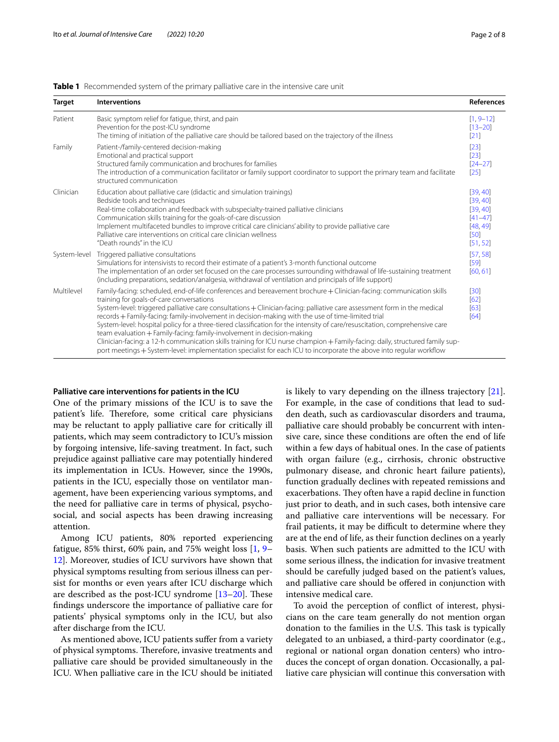**Table 1** Recommended system of the primary palliative care in the intensive care unit

| Target | Interventions | References |
|---|---|---|
| Patient | Basic symptom relief for fatigue, thirst, and pain<br>Prevention for the post-ICU syndrome<br>The timing of initiation of the palliative care should be tailored based on the trajectory of the illness | [1, 9–12]<br>[13–20]<br>[21] |
| Family | Patient-/family-centered decision-making<br>Emotional and practical support<br>Structured family communication and brochures for families<br>The introduction of a communication facilitator or family support coordinator to support the primary team and facilitate structured communication | [23]<br>[23]<br>[24–27]<br>[25] |
| Clinician | Education about palliative care (didactic and simulation trainings)<br>Bedside tools and techniques<br>Real-time collaboration and feedback with subspecialty-trained palliative clinicians<br>Communication skills training for the goals-of-care discussion<br>Implement multifaceted bundles to improve critical care clinicians' ability to provide palliative care<br>Palliative care interventions on critical care clinician wellness<br>"Death rounds" in the ICU | [39, 40]<br>[39, 40]<br>[39, 40]<br>[41–47]<br>[48, 49]<br>[50]<br>[51, 52] |
| System-level | Triggered palliative consultations<br>Simulations for intensivists to record their estimate of a patient's 3-month functional outcome<br>The implementation of an order set focused on the care processes surrounding withdrawal of life-sustaining treatment (including preparations, sedation/analgesia, withdrawal of ventilation and principals of life support) | [57, 58]<br>[59]<br>[60, 61] |
| Multilevel | Family-facing: scheduled, end-of-life conferences and bereavement brochure + Clinician-facing: communication skills training for goals-of-care conversations<br>System-level: triggered palliative care consultations + Clinician-facing: palliative care assessment form in the medical records + Family-facing: family-involvement in decision-making with the use of time-limited trial<br>System-level: hospital policy for a three-tiered classification for the intensity of care/resuscitation, comprehensive care team evaluation + Family-facing: family-involvement in decision-making<br>Clinician-facing: a 12-h communication skills training for ICU nurse champion + Family-facing: daily, structured family support meetings + System-level: implementation specialist for each ICU to incorporate the above into regular workflow | [30]<br>[62]<br>[63]<br>[64] |

#### Palliative care interventions for patients in the ICU

One of the primary missions of the ICU is to save the patient's life. Therefore, some critical care physicians may be reluctant to apply palliative care for critically ill patients, which may seem contradictory to ICU's mission by forgoing intensive, life-saving treatment. In fact, such prejudice against palliative care may potentially hindered its implementation in ICUs. However, since the 1990s, patients in the ICU, especially those on ventilator management, have been experiencing various symptoms, and the need for palliative care in terms of physical, psychosocial, and social aspects has been drawing increasing attention.

Among ICU patients, 80% reported experiencing fatigue, 85% thirst, 60% pain, and 75% weight loss [1, 9–12]. Moreover, studies of ICU survivors have shown that physical symptoms resulting from serious illness can persist for months or even years after ICU discharge which are described as the post-ICU syndrome [13–20]. These findings underscore the importance of palliative care for patients' physical symptoms only in the ICU, but also after discharge from the ICU.

As mentioned above, ICU patients suffer from a variety of physical symptoms. Therefore, invasive treatments and palliative care should be provided simultaneously in the ICU. When palliative care in the ICU should be initiated is likely to vary depending on the illness trajectory [21]. For example, in the case of conditions that lead to sudden death, such as cardiovascular disorders and trauma, palliative care should probably be concurrent with intensive care, since these conditions are often the end of life within a few days of habitual ones. In the case of patients with organ failure (e.g., cirrhosis, chronic obstructive pulmonary disease, and chronic heart failure patients), function gradually declines with repeated remissions and exacerbations. They often have a rapid decline in function just prior to death, and in such cases, both intensive care and palliative care interventions will be necessary. For frail patients, it may be difficult to determine where they are at the end of life, as their function declines on a yearly basis. When such patients are admitted to the ICU with some serious illness, the indication for invasive treatment should be carefully judged based on the patient's values, and palliative care should be offered in conjunction with intensive medical care.

To avoid the perception of conflict of interest, physicians on the care team generally do not mention organ donation to the families in the U.S. This task is typically delegated to an unbiased, a third-party coordinator (e.g., regional or national organ donation centers) who introduces the concept of organ donation. Occasionally, a palliative care physician will continue this conversation with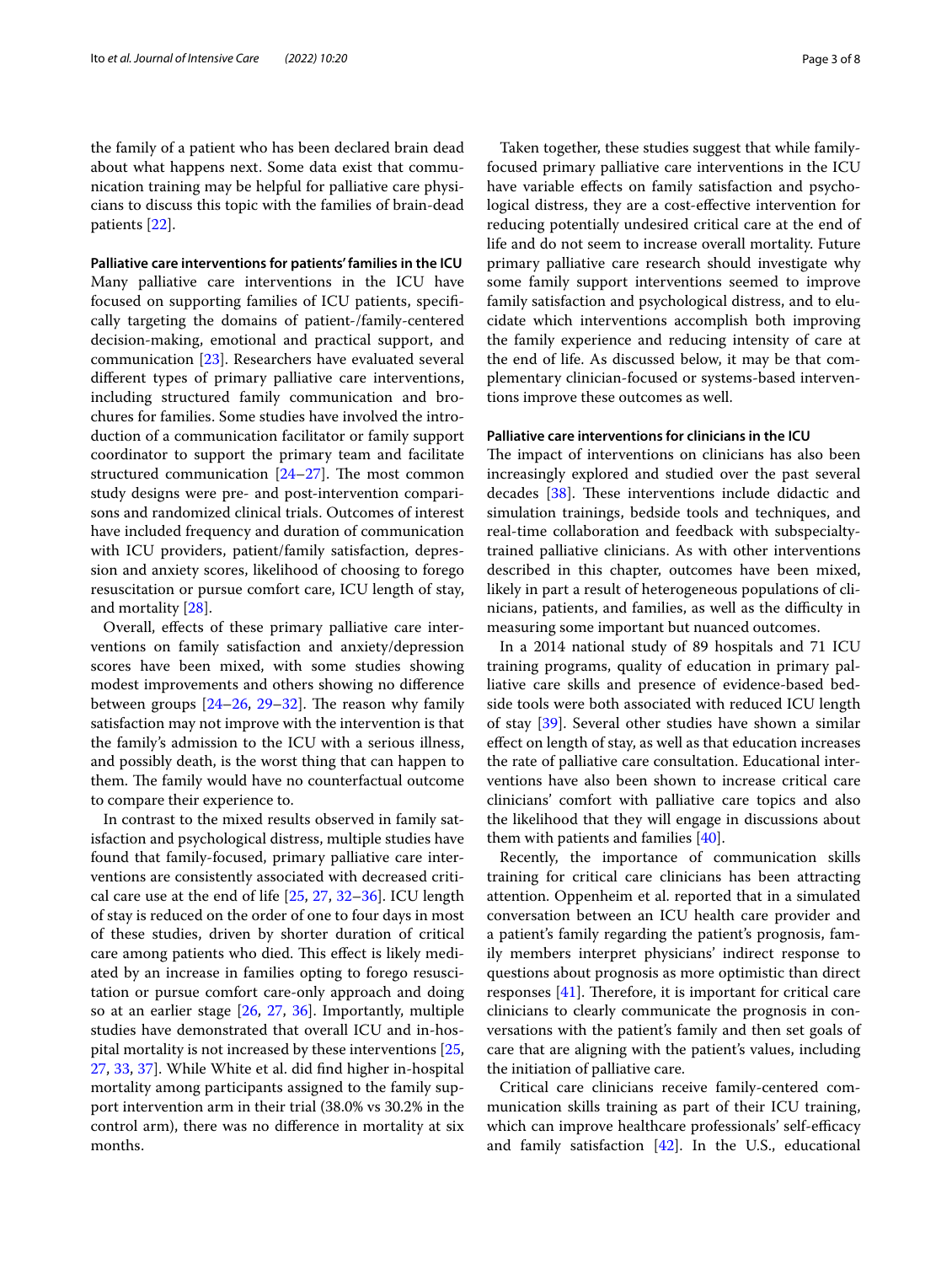the family of a patient who has been declared brain dead about what happens next. Some data exist that communication training may be helpful for palliative care physicians to discuss this topic with the families of brain-dead patients [22].

### Palliative care interventions for patients' families in the ICU

Many palliative care interventions in the ICU have focused on supporting families of ICU patients, specifically targeting the domains of patient-/family-centered decision-making, emotional and practical support, and communication [23]. Researchers have evaluated several different types of primary palliative care interventions, including structured family communication and brochures for families. Some studies have involved the introduction of a communication facilitator or family support coordinator to support the primary team and facilitate structured communication [24–27]. The most common study designs were pre- and post-intervention comparisons and randomized clinical trials. Outcomes of interest have included frequency and duration of communication with ICU providers, patient/family satisfaction, depression and anxiety scores, likelihood of choosing to forego resuscitation or pursue comfort care, ICU length of stay, and mortality [28].

Overall, effects of these primary palliative care interventions on family satisfaction and anxiety/depression scores have been mixed, with some studies showing modest improvements and others showing no difference between groups [24–26, 29–32]. The reason why family satisfaction may not improve with the intervention is that the family's admission to the ICU with a serious illness, and possibly death, is the worst thing that can happen to them. The family would have no counterfactual outcome to compare their experience to.

In contrast to the mixed results observed in family satisfaction and psychological distress, multiple studies have found that family-focused, primary palliative care interventions are consistently associated with decreased critical care use at the end of life [25, 27, 32–36]. ICU length of stay is reduced on the order of one to four days in most of these studies, driven by shorter duration of critical care among patients who died. This effect is likely mediated by an increase in families opting to forego resuscitation or pursue comfort care-only approach and doing so at an earlier stage [26, 27, 36]. Importantly, multiple studies have demonstrated that overall ICU and in-hospital mortality is not increased by these interventions [25, 27, 33, 37]. While White et al. did find higher in-hospital mortality among participants assigned to the family support intervention arm in their trial (38.0% vs 30.2% in the control arm), there was no difference in mortality at six months.

Taken together, these studies suggest that while family-focused primary palliative care interventions in the ICU have variable effects on family satisfaction and psychological distress, they are a cost-effective intervention for reducing potentially undesired critical care at the end of life and do not seem to increase overall mortality. Future primary palliative care research should investigate why some family support interventions seemed to improve family satisfaction and psychological distress, and to elucidate which interventions accomplish both improving the family experience and reducing intensity of care at the end of life. As discussed below, it may be that complementary clinician-focused or systems-based interventions improve these outcomes as well.

### Palliative care interventions for clinicians in the ICU

The impact of interventions on clinicians has also been increasingly explored and studied over the past several decades [38]. These interventions include didactic and simulation trainings, bedside tools and techniques, and real-time collaboration and feedback with subspecialty-trained palliative clinicians. As with other interventions described in this chapter, outcomes have been mixed, likely in part a result of heterogeneous populations of clinicians, patients, and families, as well as the difficulty in measuring some important but nuanced outcomes.

In a 2014 national study of 89 hospitals and 71 ICU training programs, quality of education in primary palliative care skills and presence of evidence-based bedside tools were both associated with reduced ICU length of stay [39]. Several other studies have shown a similar effect on length of stay, as well as that education increases the rate of palliative care consultation. Educational interventions have also been shown to increase critical care clinicians' comfort with palliative care topics and also the likelihood that they will engage in discussions about them with patients and families [40].

Recently, the importance of communication skills training for critical care clinicians has been attracting attention. Oppenheim et al. reported that in a simulated conversation between an ICU health care provider and a patient's family regarding the patient's prognosis, family members interpret physicians' indirect response to questions about prognosis as more optimistic than direct responses [41]. Therefore, it is important for critical care clinicians to clearly communicate the prognosis in conversations with the patient's family and then set goals of care that are aligning with the patient's values, including the initiation of palliative care.

Critical care clinicians receive family-centered communication skills training as part of their ICU training, which can improve healthcare professionals' self-efficacy and family satisfaction [42]. In the U.S., educational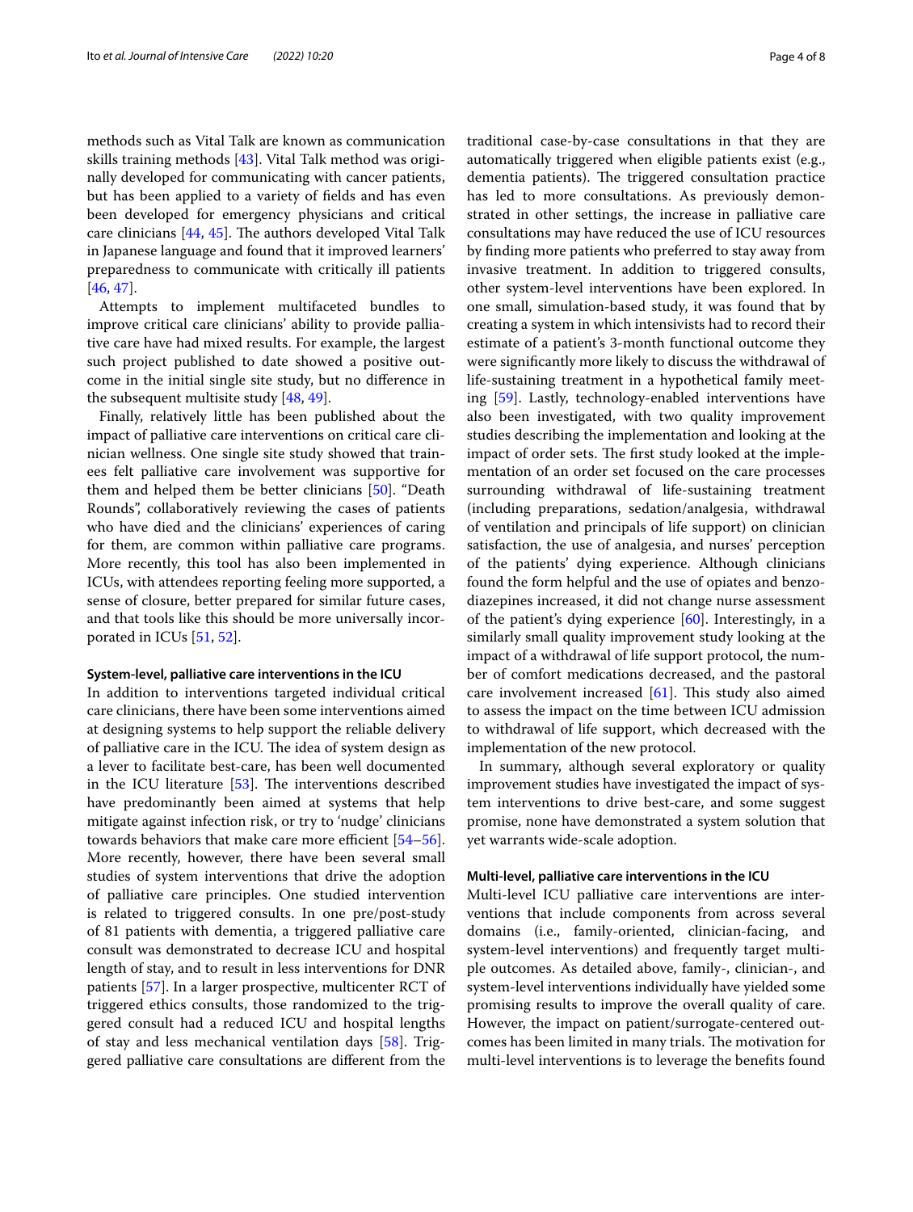methods such as Vital Talk are known as communication skills training methods [43]. Vital Talk method was originally developed for communicating with cancer patients, but has been applied to a variety of fields and has even been developed for emergency physicians and critical care clinicians [44, 45]. The authors developed Vital Talk in Japanese language and found that it improved learners' preparedness to communicate with critically ill patients [46, 47].

Attempts to implement multifaceted bundles to improve critical care clinicians' ability to provide palliative care have had mixed results. For example, the largest such project published to date showed a positive outcome in the initial single site study, but no difference in the subsequent multisite study [48, 49].

Finally, relatively little has been published about the impact of palliative care interventions on critical care clinician wellness. One single site study showed that trainees felt palliative care involvement was supportive for them and helped them be better clinicians [50]. "Death Rounds", collaboratively reviewing the cases of patients who have died and the clinicians' experiences of caring for them, are common within palliative care programs. More recently, this tool has also been implemented in ICUs, with attendees reporting feeling more supported, a sense of closure, better prepared for similar future cases, and that tools like this should be more universally incorporated in ICUs [51, 52].

#### System-level, palliative care interventions in the ICU

In addition to interventions targeted individual critical care clinicians, there have been some interventions aimed at designing systems to help support the reliable delivery of palliative care in the ICU. The idea of system design as a lever to facilitate best-care, has been well documented in the ICU literature [53]. The interventions described have predominantly been aimed at systems that help mitigate against infection risk, or try to 'nudge' clinicians towards behaviors that make care more efficient [54–56]. More recently, however, there have been several small studies of system interventions that drive the adoption of palliative care principles. One studied intervention is related to triggered consults. In one pre/post-study of 81 patients with dementia, a triggered palliative care consult was demonstrated to decrease ICU and hospital length of stay, and to result in less interventions for DNR patients [57]. In a larger prospective, multicenter RCT of triggered ethics consults, those randomized to the triggered consult had a reduced ICU and hospital lengths of stay and less mechanical ventilation days [58]. Triggered palliative care consultations are different from the traditional case-by-case consultations in that they are automatically triggered when eligible patients exist (e.g., dementia patients). The triggered consultation practice has led to more consultations. As previously demonstrated in other settings, the increase in palliative care consultations may have reduced the use of ICU resources by finding more patients who preferred to stay away from invasive treatment. In addition to triggered consults, other system-level interventions have been explored. In one small, simulation-based study, it was found that by creating a system in which intensivists had to record their estimate of a patient's 3-month functional outcome they were significantly more likely to discuss the withdrawal of life-sustaining treatment in a hypothetical family meeting [59]. Lastly, technology-enabled interventions have also been investigated, with two quality improvement studies describing the implementation and looking at the impact of order sets. The first study looked at the implementation of an order set focused on the care processes surrounding withdrawal of life-sustaining treatment (including preparations, sedation/analgesia, withdrawal of ventilation and principals of life support) on clinician satisfaction, the use of analgesia, and nurses' perception of the patients' dying experience. Although clinicians found the form helpful and the use of opiates and benzodiazepines increased, it did not change nurse assessment of the patient's dying experience [60]. Interestingly, in a similarly small quality improvement study looking at the impact of a withdrawal of life support protocol, the number of comfort medications decreased, and the pastoral care involvement increased [61]. This study also aimed to assess the impact on the time between ICU admission to withdrawal of life support, which decreased with the implementation of the new protocol.

In summary, although several exploratory or quality improvement studies have investigated the impact of system interventions to drive best-care, and some suggest promise, none have demonstrated a system solution that yet warrants wide-scale adoption.

#### Multi-level, palliative care interventions in the ICU

Multi-level ICU palliative care interventions are interventions that include components from across several domains (i.e., family-oriented, clinician-facing, and system-level interventions) and frequently target multiple outcomes. As detailed above, family-, clinician-, and system-level interventions individually have yielded some promising results to improve the overall quality of care. However, the impact on patient/surrogate-centered outcomes has been limited in many trials. The motivation for multi-level interventions is to leverage the benefits found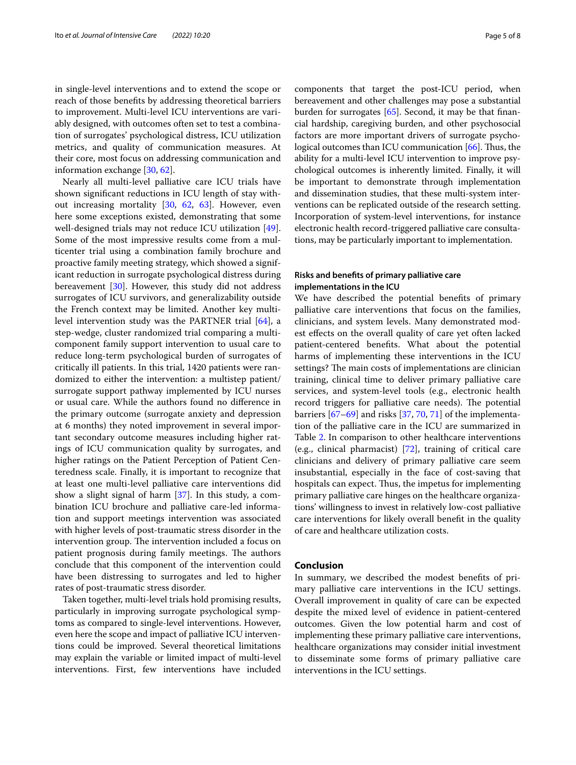in single-level interventions and to extend the scope or reach of those benefits by addressing theoretical barriers to improvement. Multi-level ICU interventions are variably designed, with outcomes often set to test a combination of surrogates' psychological distress, ICU utilization metrics, and quality of communication measures. At their core, most focus on addressing communication and information exchange [30, 62].

Nearly all multi-level palliative care ICU trials have shown significant reductions in ICU length of stay without increasing mortality [30, 62, 63]. However, even here some exceptions existed, demonstrating that some well-designed trials may not reduce ICU utilization [49]. Some of the most impressive results come from a multicenter trial using a combination family brochure and proactive family meeting strategy, which showed a significant reduction in surrogate psychological distress during bereavement [30]. However, this study did not address surrogates of ICU survivors, and generalizability outside the French context may be limited. Another key multi-level intervention study was the PARTNER trial [64], a step-wedge, cluster randomized trial comparing a multicomponent family support intervention to usual care to reduce long-term psychological burden of surrogates of critically ill patients. In this trial, 1420 patients were randomized to either the intervention: a multistep patient/surrogate support pathway implemented by ICU nurses or usual care. While the authors found no difference in the primary outcome (surrogate anxiety and depression at 6 months) they noted improvement in several important secondary outcome measures including higher ratings of ICU communication quality by surrogates, and higher ratings on the Patient Perception of Patient Centeredness scale. Finally, it is important to recognize that at least one multi-level palliative care interventions did show a slight signal of harm [37]. In this study, a combination ICU brochure and palliative care-led information and support meetings intervention was associated with higher levels of post-traumatic stress disorder in the intervention group. The intervention included a focus on patient prognosis during family meetings. The authors conclude that this component of the intervention could have been distressing to surrogates and led to higher rates of post-traumatic stress disorder.

Taken together, multi-level trials hold promising results, particularly in improving surrogate psychological symptoms as compared to single-level interventions. However, even here the scope and impact of palliative ICU interventions could be improved. Several theoretical limitations may explain the variable or limited impact of multi-level interventions. First, few interventions have included components that target the post-ICU period, when bereavement and other challenges may pose a substantial burden for surrogates [65]. Second, it may be that financial hardship, caregiving burden, and other psychosocial factors are more important drivers of surrogate psychological outcomes than ICU communication [66]. Thus, the ability for a multi-level ICU intervention to improve psychological outcomes is inherently limited. Finally, it will be important to demonstrate through implementation and dissemination studies, that these multi-system interventions can be replicated outside of the research setting. Incorporation of system-level interventions, for instance electronic health record-triggered palliative care consultations, may be particularly important to implementation.

### Risks and benefits of primary palliative care implementations in the ICU

We have described the potential benefits of primary palliative care interventions that focus on the families, clinicians, and system levels. Many demonstrated modest effects on the overall quality of care yet often lacked patient-centered benefits. What about the potential harms of implementing these interventions in the ICU settings? The main costs of implementations are clinician training, clinical time to deliver primary palliative care services, and system-level tools (e.g., electronic health record triggers for palliative care needs). The potential barriers [67–69] and risks [37, 70, 71] of the implementation of the palliative care in the ICU are summarized in Table 2. In comparison to other healthcare interventions (e.g., clinical pharmacist) [72], training of critical care clinicians and delivery of primary palliative care seem insubstantial, especially in the face of cost-saving that hospitals can expect. Thus, the impetus for implementing primary palliative care hinges on the healthcare organizations' willingness to invest in relatively low-cost palliative care interventions for likely overall benefit in the quality of care and healthcare utilization costs.

## Conclusion

In summary, we described the modest benefits of primary palliative care interventions in the ICU settings. Overall improvement in quality of care can be expected despite the mixed level of evidence in patient-centered outcomes. Given the low potential harm and cost of implementing these primary palliative care interventions, healthcare organizations may consider initial investment to disseminate some forms of primary palliative care interventions in the ICU settings.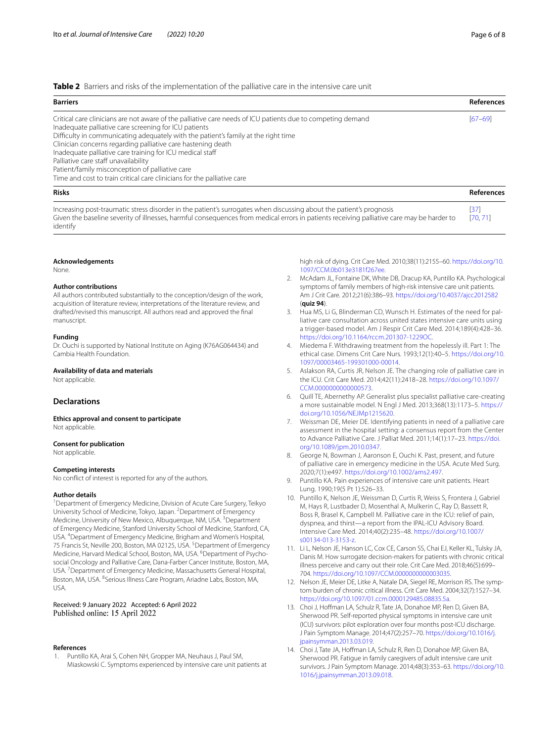**Table 2** Barriers and risks of the implementation of the palliative care in the intensive care unit

| Barriers | References |
|---|---|
| Critical care clinicians are not aware of the palliative care needs of ICU patients due to competing demand<br>Inadequate palliative care screening for ICU patients<br>Difficulty in communicating adequately with the patient's family at the right time<br>Clinician concerns regarding palliative care hastening death<br>Inadequate palliative care training for ICU medical staff<br>Palliative care staff unavailability<br>Patient/family misconception of palliative care<br>Time and cost to train critical care clinicians for the palliative care | [67–69] |
| **Risks** | **References** |
| Increasing post-traumatic stress disorder in the patient's surrogates when discussing about the patient's prognosis | [37] |
| Given the baseline severity of illnesses, harmful consequences from medical errors in patients receiving palliative care may be harder to identify | [70, 71] |

#### Acknowledgements
None.

#### Author contributions
All authors contributed substantially to the conception/design of the work, acquisition of literature review, interpretations of the literature review, and drafted/revised this manuscript. All authors read and approved the final manuscript.

#### Funding
Dr. Ouchi is supported by National Institute on Aging (K76AG064434) and Cambia Health Foundation.

#### Availability of data and materials
Not applicable.

## Declarations

#### Ethics approval and consent to participate
Not applicable.

#### Consent for publication
Not applicable.

#### Competing interests
No conflict of interest is reported for any of the authors.

#### Author details
[1]Department of Emergency Medicine, Division of Acute Care Surgery, Teikyo University School of Medicine, Tokyo, Japan. [2]Department of Emergency Medicine, University of New Mexico, Albuquerque, NM, USA. [3]Department of Emergency Medicine, Stanford University School of Medicine, Stanford, CA, USA. [4]Department of Emergency Medicine, Brigham and Women's Hospital, 75 Francis St, Neville 200, Boston, MA 02125, USA. [5]Department of Emergency Medicine, Harvard Medical School, Boston, MA, USA. [6]Department of Psychosocial Oncology and Palliative Care, Dana-Farber Cancer Institute, Boston, MA, USA. [7]Department of Emergency Medicine, Massachusetts General Hospital, Boston, MA, USA. [8]Serious Illness Care Program, Ariadne Labs, Boston, MA, USA.

Received: 9 January 2022 Accepted: 6 April 2022
Published online: 15 April 2022

#### References

1. Puntillo KA, Arai S, Cohen NH, Gropper MA, Neuhaus J, Paul SM, Miaskowski C. Symptoms experienced by intensive care unit patients at high risk of dying. Crit Care Med. 2010;38(11):2155–60. https://doi.org/10.1097/CCM.0b013e3181f267ee.
2. McAdam JL, Fontaine DK, White DB, Dracup KA, Puntillo KA. Psychological symptoms of family members of high-risk intensive care unit patients. Am J Crit Care. 2012;21(6):386–93. https://doi.org/10.4037/ajcc2012582 (**quiz 94**).
3. Hua MS, Li G, Blinderman CD, Wunsch H. Estimates of the need for palliative care consultation across united states intensive care units using a trigger-based model. Am J Respir Crit Care Med. 2014;189(4):428–36. https://doi.org/10.1164/rccm.201307-1229OC.
4. Miedema F. Withdrawing treatment from the hopelessly ill. Part 1: The ethical case. Dimens Crit Care Nurs. 1993;12(1):40–5. https://doi.org/10.1097/00003465-199301000-00014.
5. Aslakson RA, Curtis JR, Nelson JE. The changing role of palliative care in the ICU. Crit Care Med. 2014;42(11):2418–28. https://doi.org/10.1097/CCM.0000000000000573.
6. Quill TE, Abernethy AP. Generalist plus specialist palliative care-creating a more sustainable model. N Engl J Med. 2013;368(13):1173–5. https://doi.org/10.1056/NEJMp1215620.
7. Weissman DE, Meier DE. Identifying patients in need of a palliative care assessment in the hospital setting: a consensus report from the Center to Advance Palliative Care. J Palliat Med. 2011;14(1):17–23. https://doi.org/10.1089/jpm.2010.0347.
8. George N, Bowman J, Aaronson E, Ouchi K. Past, present, and future of palliative care in emergency medicine in the USA. Acute Med Surg. 2020;7(1):e497. https://doi.org/10.1002/ams2.497.
9. Puntillo KA. Pain experiences of intensive care unit patients. Heart Lung. 1990;19(5 Pt 1):526–33.
10. Puntillo K, Nelson JE, Weissman D, Curtis R, Weiss S, Frontera J, Gabriel M, Hays R, Lustbader D, Mosenthal A, Mulkerin C, Ray D, Bassett R, Boss R, Brasel K, Campbell M. Palliative care in the ICU: relief of pain, dyspnea, and thirst—a report from the IPAL-ICU Advisory Board. Intensive Care Med. 2014;40(2):235–48. https://doi.org/10.1007/s00134-013-3153-z.
11. Li L, Nelson JE, Hanson LC, Cox CE, Carson SS, Chai EJ, Keller KL, Tulsky JA, Danis M. How surrogate decision-makers for patients with chronic critical illness perceive and carry out their role. Crit Care Med. 2018;46(5):699–704. https://doi.org/10.1097/CCM.0000000000003035.
12. Nelson JE, Meier DE, Litke A, Natale DA, Siegel RE, Morrison RS. The symptom burden of chronic critical illness. Crit Care Med. 2004;32(7):1527–34. https://doi.org/10.1097/01.ccm.0000129485.08835.5a.
13. Choi J, Hoffman LA, Schulz R, Tate JA, Donahoe MP, Ren D, Given BA, Sherwood PR. Self-reported physical symptoms in intensive care unit (ICU) survivors: pilot exploration over four months post-ICU discharge. J Pain Symptom Manage. 2014;47(2):257–70. https://doi.org/10.1016/j.jpainsymman.2013.03.019.
14. Choi J, Tate JA, Hoffman LA, Schulz R, Ren D, Donahoe MP, Given BA, Sherwood PR. Fatigue in family caregivers of adult intensive care unit survivors. J Pain Symptom Manage. 2014;48(3):353–63. https://doi.org/10.1016/j.jpainsymman.2013.09.018.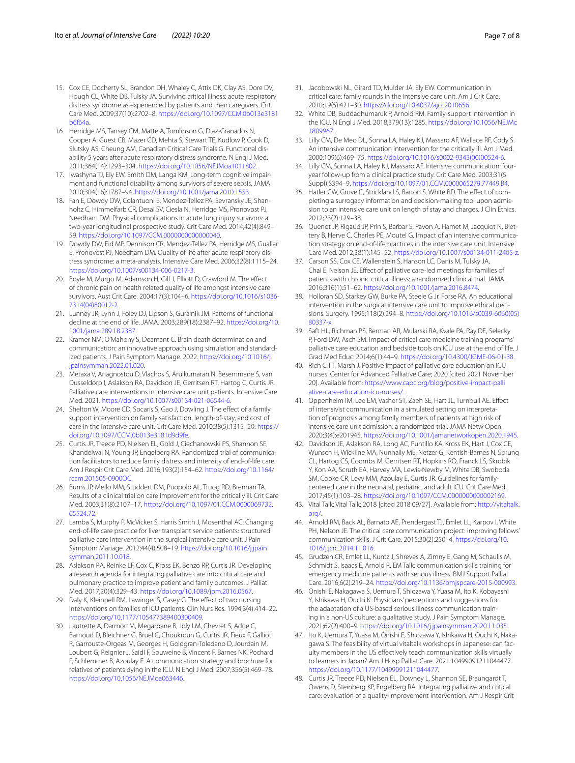15. Cox CE, Docherty SL, Brandon DH, Whaley C, Attix DK, Clay AS, Dore DV, Hough CL, White DB, Tulsky JA. Surviving critical illness: acute respiratory distress syndrome as experienced by patients and their caregivers. Crit Care Med. 2009;37(10):2702–8. https://doi.org/10.1097/CCM.0b013e3181b6f64a.
16. Herridge MS, Tansey CM, Matte A, Tomlinson G, Diaz-Granados N, Cooper A, Guest CB, Mazer CD, Mehta S, Stewart TE, Kudlow P, Cook D, Slutsky AS, Cheung AM, Canadian Critical Care Trials G. Functional disability 5 years after acute respiratory distress syndrome. N Engl J Med. 2011;364(14):1293–304. https://doi.org/10.1056/NEJMoa1011802.
17. Iwashyna TJ, Ely EW, Smith DM, Langa KM. Long-term cognitive impairment and functional disability among survivors of severe sepsis. JAMA. 2010;304(16):1787–94. https://doi.org/10.1001/jama.2010.1553.
18. Fan E, Dowdy DW, Colantuoni E, Mendez-Tellez PA, Sevransky JE, Shanholtz C, Himmelfarb CR, Desai SV, Ciesla N, Herridge MS, Pronovost PJ, Needham DM. Physical complications in acute lung injury survivors: a two-year longitudinal prospective study. Crit Care Med. 2014;42(4):849–59. https://doi.org/10.1097/CCM.0000000000000040.
19. Dowdy DW, Eid MP, Dennison CR, Mendez-Tellez PA, Herridge MS, Guallar E, Pronovost PJ, Needham DM. Quality of life after acute respiratory distress syndrome: a meta-analysis. Intensive Care Med. 2006;32(8):1115–24. https://doi.org/10.1007/s00134-006-0217-3.
20. Boyle M, Murgo M, Adamson H, Gill J, Elliott D, Crawford M. The effect of chronic pain on health related quality of life amongst intensive care survivors. Aust Crit Care. 2004;17(3):104–6. https://doi.org/10.1016/s1036-7314(04)80012-2.
21. Lunney JR, Lynn J, Foley DJ, Lipson S, Guralnik JM. Patterns of functional decline at the end of life. JAMA. 2003;289(18):2387–92. https://doi.org/10.1001/jama.289.18.2387.
22. Kramer NM, O'Mahony S, Deamant C. Brain death determination and communication: an innovative approach using simulation and standardized patients. J Pain Symptom Manage. 2022. https://doi.org/10.1016/j.jpainsymman.2022.01.020.
23. Metaxa V, Anagnostou D, Vlachos S, Arulkumaran N, Besemmane S, van Dusseldorp I, Aslakson RA, Davidson JE, Gerritsen RT, Hartog C, Curtis JR. Palliative care interventions in intensive care unit patients. Intensive Care Med. 2021. https://doi.org/10.1007/s00134-021-06544-6.
24. Shelton W, Moore CD, Socaris S, Gao J, Dowling J. The effect of a family support intervention on family satisfaction, length-of-stay, and cost of care in the intensive care unit. Crit Care Med. 2010;38(5):1315–20. https://doi.org/10.1097/CCM.0b013e3181d9d9fe.
25. Curtis JR, Treece PD, Nielsen EL, Gold J, Ciechanowski PS, Shannon SE, Khandelwal N, Young JP, Engelberg RA. Randomized trial of communication facilitators to reduce family distress and intensity of end-of-life care. Am J Respir Crit Care Med. 2016;193(2):154–62. https://doi.org/10.1164/rccm.201505-0900OC.
26. Burns JP, Mello MM, Studdert DM, Puopolo AL, Truog RD, Brennan TA. Results of a clinical trial on care improvement for the critically ill. Crit Care Med. 2003;31(8):2107–17. https://doi.org/10.1097/01.CCM.0000069732.65524.72.
27. Lamba S, Murphy P, McVicker S, Harris Smith J, Mosenthal AC. Changing end-of-life care practice for liver transplant service patients: structured palliative care intervention in the surgical intensive care unit. J Pain Symptom Manage. 2012;44(4):508–19. https://doi.org/10.1016/j.jpainsymman.2011.10.018.
28. Aslakson RA, Reinke LF, Cox C, Kross EK, Benzo RP, Curtis JR. Developing a research agenda for integrating palliative care into critical care and pulmonary practice to improve patient and family outcomes. J Palliat Med. 2017;20(4):329–43. https://doi.org/10.1089/jpm.2016.0567.
29. Daly K, Kleinpell RM, Lawinger S, Casey G. The effect of two nursing interventions on families of ICU patients. Clin Nurs Res. 1994;3(4):414–22. https://doi.org/10.1177/105477389400300409.
30. Lautrette A, Darmon M, Megarbane B, Joly LM, Chevret S, Adrie C, Barnoud D, Bleichner G, Bruel C, Choukroun G, Curtis JR, Fieux F, Galliot R, Garrouste-Orgeas M, Georges H, Goldgran-Toledano D, Jourdain M, Loubert G, Reignier J, Saidi F, Souweine B, Vincent F, Barnes NK, Pochard F, Schlemmer B, Azoulay E. A communication strategy and brochure for relatives of patients dying in the ICU. N Engl J Med. 2007;356(5):469–78. https://doi.org/10.1056/NEJMoa063446.
31. Jacobowski NL, Girard TD, Mulder JA, Ely EW. Communication in critical care: family rounds in the intensive care unit. Am J Crit Care. 2010;19(5):421–30. https://doi.org/10.4037/ajcc2010656.
32. White DB, Buddadhumaruk P, Arnold RM. Family-support intervention in the ICU. N Engl J Med. 2018;379(13):1285. https://doi.org/10.1056/NEJMc1809967.
33. Lilly CM, De Meo DL, Sonna LA, Haley KJ, Massaro AF, Wallace RF, Cody S. An intensive communication intervention for the critically ill. Am J Med. 2000;109(6):469–75. https://doi.org/10.1016/s0002-9343(00)00524-6.
34. Lilly CM, Sonna LA, Haley KJ, Massaro AF. Intensive communication: four-year follow-up from a clinical practice study. Crit Care Med. 2003;31(5 Suppl):S394–9. https://doi.org/10.1097/01.CCM.0000065279.77449.B4.
35. Hatler CW, Grove C, Strickland S, Barron S, White BD. The effect of completing a surrogacy information and decision-making tool upon admission to an intensive care unit on length of stay and charges. J Clin Ethics. 2012;23(2):129–38.
36. Quenot JP, Rigaud JP, Prin S, Barbar S, Pavon A, Hamet M, Jacquiot N, Blettery B, Herve C, Charles PE, Moutel G. Impact of an intensive communication strategy on end-of-life practices in the intensive care unit. Intensive Care Med. 2012;38(1):145–52. https://doi.org/10.1007/s00134-011-2405-z.
37. Carson SS, Cox CE, Wallenstein S, Hanson LC, Danis M, Tulsky JA, Chai E, Nelson JE. Effect of palliative care-led meetings for families of patients with chronic critical illness: a randomized clinical trial. JAMA. 2016;316(1):51–62. https://doi.org/10.1001/jama.2016.8474.
38. Holloran SD, Starkey GW, Burke PA, Steele G Jr, Forse RA. An educational intervention in the surgical intensive care unit to improve ethical decisions. Surgery. 1995;118(2):294–8. https://doi.org/10.1016/s0039-6060(05)80337-x.
39. Saft HL, Richman PS, Berman AR, Mularski RA, Kvale PA, Ray DE, Selecky P, Ford DW, Asch SM. Impact of critical care medicine training programs' palliative care education and bedside tools on ICU use at the end of life. J Grad Med Educ. 2014;6(1):44–9. https://doi.org/10.4300/JGME-06-01-38.
40. Rich C TT, Marsh J. Positive impact of palliative care education on ICU nurses: Center for Advanced Palliative Care; 2020 [cited 2021 November 20]. Available from: https://www.capc.org/blog/positive-impact-palliative-care-education-icu-nurses/.
41. Oppenheim IM, Lee EM, Vasher ST, Zaeh SE, Hart JL, Turnbull AE. Effect of intensivist communication in a simulated setting on interpretation of prognosis among family members of patients at high risk of intensive care unit admission: a randomized trial. JAMA Netw Open. 2020;3(4):e201945. https://doi.org/10.1001/jamanetworkopen.2020.1945.
42. Davidson JE, Aslakson RA, Long AC, Puntillo KA, Kross EK, Hart J, Cox CE, Wunsch H, Wickline MA, Nunnally ME, Netzer G, Kentish-Barnes N, Sprung CL, Hartog CS, Coombs M, Gerritsen RT, Hopkins RO, Franck LS, Skrobik Y, Kon AA, Scruth EA, Harvey MA, Lewis-Newby M, White DB, Swoboda SM, Cooke CR, Levy MM, Azoulay E, Curtis JR. Guidelines for family-centered care in the neonatal, pediatric, and adult ICU. Crit Care Med. 2017;45(1):103–28. https://doi.org/10.1097/CCM.0000000000002169.
43. Vital Talk: Vital Talk; 2018 [cited 2018 09/27]. Available from: http://vitaltalk.org/.
44. Arnold RM, Back AL, Barnato AE, Prendergast TJ, Emlet LL, Karpov I, White PH, Nelson JE. The critical care communication project: improving fellows' communication skills. J Crit Care. 2015;30(2):250–4. https://doi.org/10.1016/j.jcrc.2014.11.016.
45. Grudzen CR, Emlet LL, Kuntz J, Shreves A, Zimny E, Gang M, Schaulis M, Schmidt S, Isaacs E, Arnold R. EM Talk: communication skills training for emergency medicine patients with serious illness. BMJ Support Palliat Care. 2016;6(2):219–24. https://doi.org/10.1136/bmjspcare-2015-000993.
46. Onishi E, Nakagawa S, Uemura T, Shiozawa Y, Yuasa M, Ito K, Kobayashi Y, Ishikawa H, Ouchi K. Physicians' perceptions and suggestions for the adaptation of a US-based serious illness communication training in a non-US culture: a qualitative study. J Pain Symptom Manage. 2021;62(2):400–9. https://doi.org/10.1016/j.jpainsymman.2020.11.035.
47. Ito K, Uemura T, Yuasa M, Onishi E, Shiozawa Y, Ishikawa H, Ouchi K, Nakagawa S. The feasibility of virtual vitaltalk workshops in Japanese: can faculty members in the US effectively teach communication skills virtually to learners in Japan? Am J Hosp Palliat Care. 2021:10499091211044477. https://doi.org/10.1177/10499091211044477.
48. Curtis JR, Treece PD, Nielsen EL, Downey L, Shannon SE, Braungardt T, Owens D, Steinberg KP, Engelberg RA. Integrating palliative and critical care: evaluation of a quality-improvement intervention. Am J Respir Crit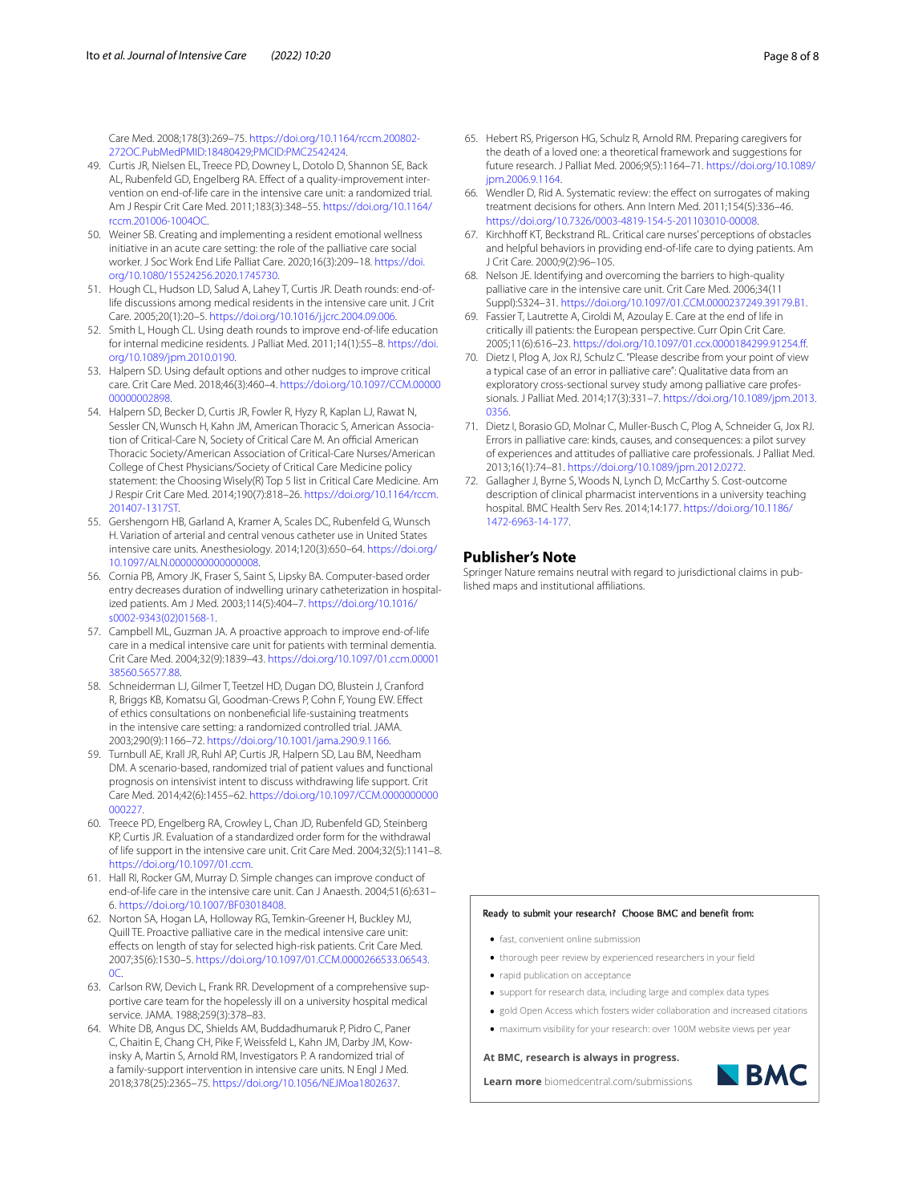Care Med. 2008;178(3):269–75. https://doi.org/10.1164/rccm.200802-272OC.PubMedPMID:18480429;PMCID:PMC2542424.

49. Curtis JR, Nielsen EL, Treece PD, Downey L, Dotolo D, Shannon SE, Back AL, Rubenfeld GD, Engelberg RA. Effect of a quality-improvement intervention on end-of-life care in the intensive care unit: a randomized trial. Am J Respir Crit Care Med. 2011;183(3):348–55. https://doi.org/10.1164/rccm.201006-1004OC.
50. Weiner SB. Creating and implementing a resident emotional wellness initiative in an acute care setting: the role of the palliative care social worker. J Soc Work End Life Palliat Care. 2020;16(3):209–18. https://doi.org/10.1080/15524256.2020.1745730.
51. Hough CL, Hudson LD, Salud A, Lahey T, Curtis JR. Death rounds: end-of-life discussions among medical residents in the intensive care unit. J Crit Care. 2005;20(1):20–5. https://doi.org/10.1016/j.jcrc.2004.09.006.
52. Smith L, Hough CL. Using death rounds to improve end-of-life education for internal medicine residents. J Palliat Med. 2011;14(1):55–8. https://doi.org/10.1089/jpm.2010.0190.
53. Halpern SD. Using default options and other nudges to improve critical care. Crit Care Med. 2018;46(3):460–4. https://doi.org/10.1097/CCM.0000000000002898.
54. Halpern SD, Becker D, Curtis JR, Fowler R, Hyzy R, Kaplan LJ, Rawat N, Sessler CN, Wunsch H, Kahn JM, American Thoracic S, American Association of Critical-Care N, Society of Critical Care M. An official American Thoracic Society/American Association of Critical-Care Nurses/American College of Chest Physicians/Society of Critical Care Medicine policy statement: the Choosing Wisely(R) Top 5 list in Critical Care Medicine. Am J Respir Crit Care Med. 2014;190(7):818–26. https://doi.org/10.1164/rccm.201407-1317ST.
55. Gershengorn HB, Garland A, Kramer A, Scales DC, Rubenfeld G, Wunsch H. Variation of arterial and central venous catheter use in United States intensive care units. Anesthesiology. 2014;120(3):650–64. https://doi.org/10.1097/ALN.0000000000000008.
56. Cornia PB, Amory JK, Fraser S, Saint S, Lipsky BA. Computer-based order entry decreases duration of indwelling urinary catheterization in hospitalized patients. Am J Med. 2003;114(5):404–7. https://doi.org/10.1016/s0002-9343(02)01568-1.
57. Campbell ML, Guzman JA. A proactive approach to improve end-of-life care in a medical intensive care unit for patients with terminal dementia. Crit Care Med. 2004;32(9):1839–43. https://doi.org/10.1097/01.ccm.0000138560.56577.88.
58. Schneiderman LJ, Gilmer T, Teetzel HD, Dugan DO, Blustein J, Cranford R, Briggs KB, Komatsu GI, Goodman-Crews P, Cohn F, Young EW. Effect of ethics consultations on nonbeneficial life-sustaining treatments in the intensive care setting: a randomized controlled trial. JAMA. 2003;290(9):1166–72. https://doi.org/10.1001/jama.290.9.1166.
59. Turnbull AE, Krall JR, Ruhl AP, Curtis JR, Halpern SD, Lau BM, Needham DM. A scenario-based, randomized trial of patient values and functional prognosis on intensivist intent to discuss withdrawing life support. Crit Care Med. 2014;42(6):1455–62. https://doi.org/10.1097/CCM.0000000000000227.
60. Treece PD, Engelberg RA, Crowley L, Chan JD, Rubenfeld GD, Steinberg KP, Curtis JR. Evaluation of a standardized order form for the withdrawal of life support in the intensive care unit. Crit Care Med. 2004;32(5):1141–8. https://doi.org/10.1097/01.ccm.
61. Hall RI, Rocker GM, Murray D. Simple changes can improve conduct of end-of-life care in the intensive care unit. Can J Anaesth. 2004;51(6):631–6. https://doi.org/10.1007/BF03018408.
62. Norton SA, Hogan LA, Holloway RG, Temkin-Greener H, Buckley MJ, Quill TE. Proactive palliative care in the medical intensive care unit: effects on length of stay for selected high-risk patients. Crit Care Med. 2007;35(6):1530–5. https://doi.org/10.1097/01.CCM.0000266533.06543.0C.
63. Carlson RW, Devich L, Frank RR. Development of a comprehensive supportive care team for the hopelessly ill on a university hospital medical service. JAMA. 1988;259(3):378–83.
64. White DB, Angus DC, Shields AM, Buddadhumaruk P, Pidro C, Paner C, Chaitin E, Chang CH, Pike F, Weissfeld L, Kahn JM, Darby JM, Kowinsky A, Martin S, Arnold RM, Investigators P. A randomized trial of a family-support intervention in intensive care units. N Engl J Med. 2018;378(25):2365–75. https://doi.org/10.1056/NEJMoa1802637.
65. Hebert RS, Prigerson HG, Schulz R, Arnold RM. Preparing caregivers for the death of a loved one: a theoretical framework and suggestions for future research. J Palliat Med. 2006;9(5):1164–71. https://doi.org/10.1089/jpm.2006.9.1164.
66. Wendler D, Rid A. Systematic review: the effect on surrogates of making treatment decisions for others. Ann Intern Med. 2011;154(5):336–46. https://doi.org/10.7326/0003-4819-154-5-201103010-00008.
67. Kirchhoff KT, Beckstrand RL. Critical care nurses' perceptions of obstacles and helpful behaviors in providing end-of-life care to dying patients. Am J Crit Care. 2000;9(2):96–105.
68. Nelson JE. Identifying and overcoming the barriers to high-quality palliative care in the intensive care unit. Crit Care Med. 2006;34(11 Suppl):S324–31. https://doi.org/10.1097/01.CCM.0000237249.39179.B1.
69. Fassier T, Lautrette A, Ciroldi M, Azoulay E. Care at the end of life in critically ill patients: the European perspective. Curr Opin Crit Care. 2005;11(6):616–23. https://doi.org/10.1097/01.ccx.0000184299.91254.ff.
70. Dietz I, Plog A, Jox RJ, Schulz C. "Please describe from your point of view a typical case of an error in palliative care": Qualitative data from an exploratory cross-sectional survey study among palliative care professionals. J Palliat Med. 2014;17(3):331–7. https://doi.org/10.1089/jpm.2013.0356.
71. Dietz I, Borasio GD, Molnar C, Muller-Busch C, Plog A, Schneider G, Jox RJ. Errors in palliative care: kinds, causes, and consequences: a pilot survey of experiences and attitudes of palliative care professionals. J Palliat Med. 2013;16(1):74–81. https://doi.org/10.1089/jpm.2012.0272.
72. Gallagher J, Byrne S, Woods N, Lynch D, McCarthy S. Cost-outcome description of clinical pharmacist interventions in a university teaching hospital. BMC Health Serv Res. 2014;14:177. https://doi.org/10.1186/1472-6963-14-177.

## Publisher's Note

Springer Nature remains neutral with regard to jurisdictional claims in published maps and institutional affiliations.

Ready to submit your research? Choose BMC and benefit from:

- fast, convenient online submission
- thorough peer review by experienced researchers in your field
- rapid publication on acceptance
- support for research data, including large and complex data types
- gold Open Access which fosters wider collaboration and increased citations
- maximum visibility for your research: over 100M website views per year

**At BMC, research is always in progress.**

**Learn more** biomedcentral.com/submissions

BMC